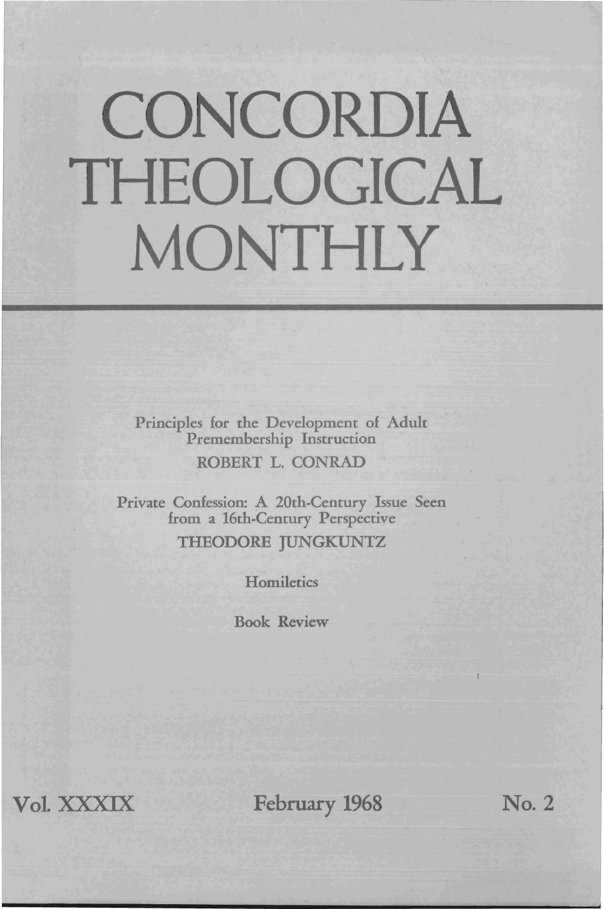# CONCORDIA THEOLOGICAL MONTHLY

Principles for the Development of Adult Premembership Instruction
ROBERT L. CONRAD

Private Confession: A 20th-Century Issue Seen from a 16th-Century Perspective
THEODORE JUNGKUNTZ

Homiletics

Book Review

Vol. XXXIX — February 1968 — No. 2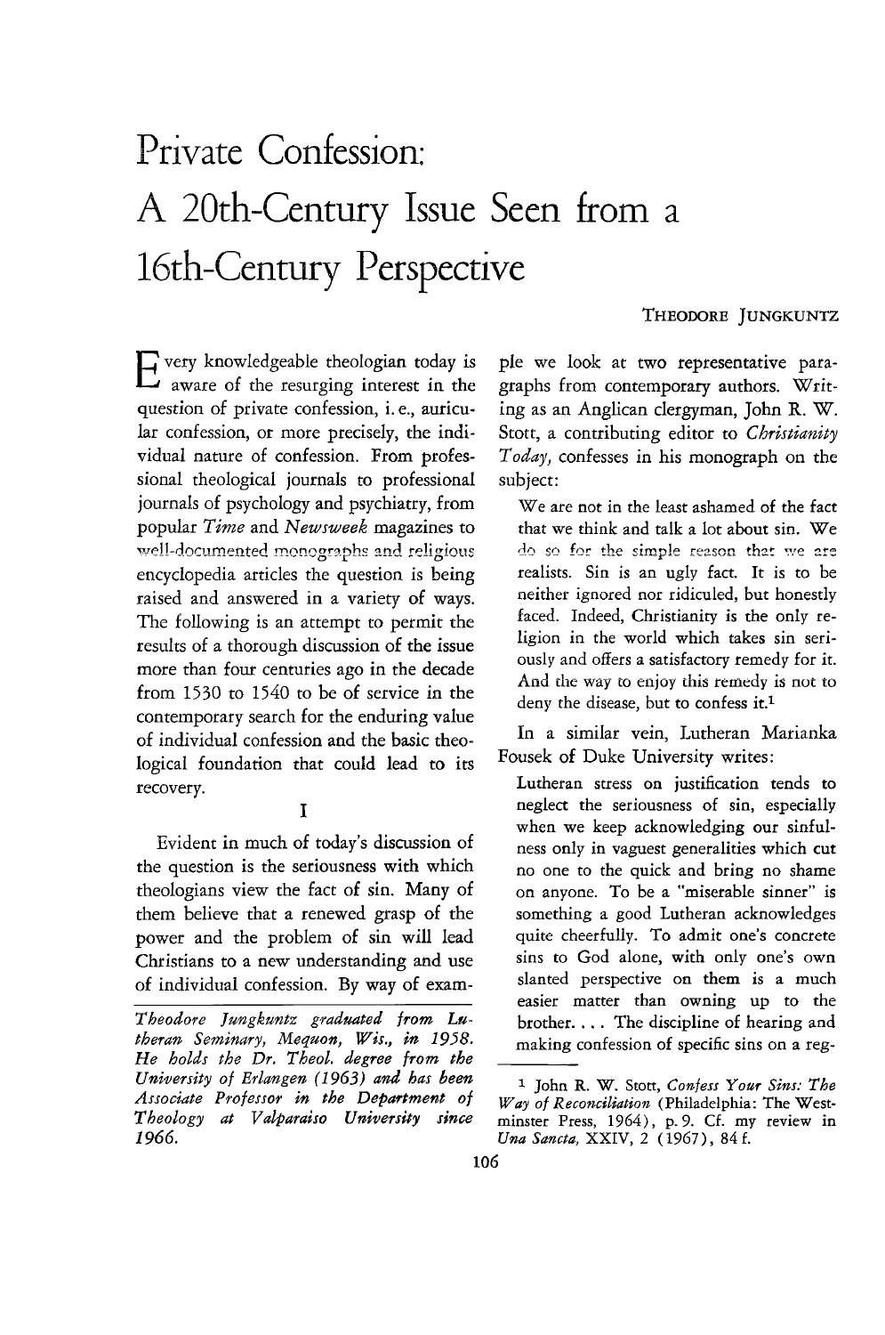# Private Confession: A 20th-Century Issue Seen from a 16th-Century Perspective

THEODORE JUNGKUNTZ

Every knowledgeable theologian today is aware of the resurging interest in the question of private confession, i. e., auricular confession, or more precisely, the individual nature of confession. From professional theological journals to professional journals of psychology and psychiatry, from popular *Time* and *Newsweek* magazines to well-documented monographs and religious encyclopedia articles the question is being raised and answered in a variety of ways. The following is an attempt to permit the results of a thorough discussion of the issue more than four centuries ago in the decade from 1530 to 1540 to be of service in the contemporary search for the enduring value of individual confession and the basic theological foundation that could lead to its recovery.

## I

Evident in much of today's discussion of the question is the seriousness with which theologians view the fact of sin. Many of them believe that a renewed grasp of the power and the problem of sin will lead Christians to a new understanding and use of individual confession. By way of example we look at two representative paragraphs from contemporary authors. Writing as an Anglican clergyman, John R. W. Stott, a contributing editor to *Christianity Today*, confesses in his monograph on the subject:

> We are not in the least ashamed of the fact that we think and talk a lot about sin. We do so for the simple reason that we are realists. Sin is an ugly fact. It is to be neither ignored nor ridiculed, but honestly faced. Indeed, Christianity is the only religion in the world which takes sin seriously and offers a satisfactory remedy for it. And the way to enjoy this remedy is not to deny the disease, but to confess it.[1]

In a similar vein, Lutheran Marianka Fousek of Duke University writes:

> Lutheran stress on justification tends to neglect the seriousness of sin, especially when we keep acknowledging our sinfulness only in vaguest generalities which cut no one to the quick and bring no shame on anyone. To be a "miserable sinner" is something a good Lutheran acknowledges quite cheerfully. To admit one's concrete sins to God alone, with only one's own slanted perspective on them is a much easier matter than owning up to the brother. . . . The discipline of hearing and making confession of specific sins on a reg-

*Theodore Jungkuntz graduated from Lutheran Seminary, Mequon, Wis., in 1958. He holds the Dr. Theol. degree from the University of Erlangen (1963) and has been Associate Professor in the Department of Theology at Valparaiso University since 1966.*

---

[1] John R. W. Stott, *Confess Your Sins: The Way of Reconciliation* (Philadelphia: The Westminster Press, 1964), p. 9. Cf. my review in *Una Sancta*, XXIV, 2 (1967), 84 f.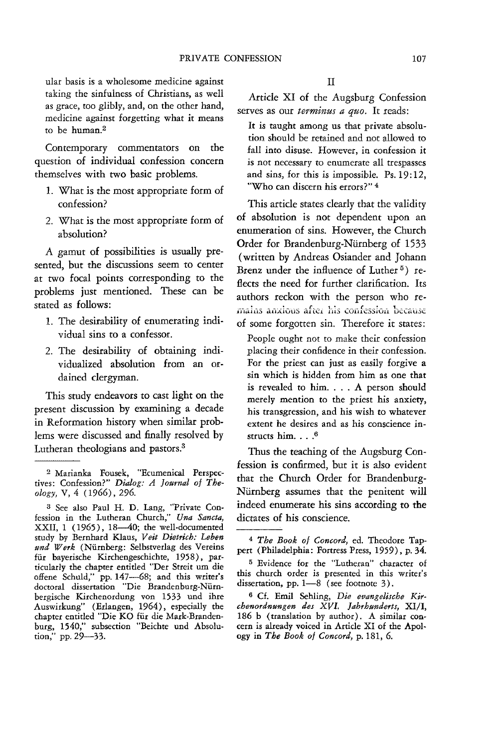ular basis is a wholesome medicine against taking the sinfulness of Christians, as well as grace, too glibly, and, on the other hand, medicine against forgetting what it means to be human.[2]

Contemporary commentators on the question of individual confession concern themselves with two basic problems.

1. What is the most appropriate form of confession?
2. What is the most appropriate form of absolution?

A gamut of possibilities is usually presented, but the discussions seem to center at two focal points corresponding to the problems just mentioned. These can be stated as follows:

1. The desirability of enumerating individual sins to a confessor.
2. The desirability of obtaining individualized absolution from an ordained clergyman.

This study endeavors to cast light on the present discussion by examining a decade in Reformation history when similar problems were discussed and finally resolved by Lutheran theologians and pastors.[3]

## II

Article XI of the Augsburg Confession serves as our *terminus a quo*. It reads:

> It is taught among us that private absolution should be retained and not allowed to fall into disuse. However, in confession it is not necessary to enumerate all trespasses and sins, for this is impossible. Ps. 19:12, "Who can discern his errors?" [4]

This article states clearly that the validity of absolution is not dependent upon an enumeration of sins. However, the Church Order for Brandenburg-Nürnberg of 1533 (written by Andreas Osiander and Johann Brenz under the influence of Luther[5]) reflects the need for further clarification. Its authors reckon with the person who remains anxious after his confession because of some forgotten sin. Therefore it states:

> People ought not to make their confession placing their confidence in their confession. For the priest can just as easily forgive a sin which is hidden from him as one that is revealed to him. . . . A person should merely mention to the priest his anxiety, his transgression, and his wish to whatever extent he desires and as his conscience instructs him. . . .[6]

Thus the teaching of the Augsburg Confession is confirmed, but it is also evident that the Church Order for Brandenburg-Nürnberg assumes that the penitent will indeed enumerate his sins according to the dictates of his conscience.

---

[2] Marianka Fousek, "Ecumenical Perspectives: Confession?" *Dialog: A Journal of Theology*, V, 4 (1966), 296.

[3] See also Paul H. D. Lang, "Private Confession in the Lutheran Church," *Una Sancta*, XXII, 1 (1965), 18—40; the well-documented study by Bernhard Klaus, *Veit Dietrich: Leben und Werk* (Nürnberg: Selbstverlag des Vereins für bayerische Kirchengeschichte, 1958), particularly the chapter entitled "Der Streit um die offene Schuld," pp. 147—68; and this writer's doctoral dissertation "Die Brandenburg-Nürnbergische Kirchenordnung von 1533 und ihre Auswirkung" (Erlangen, 1964), especially the chapter entitled "Die KO für die Mark-Brandenburg, 1540," subsection "Beichte und Absolution," pp. 29—33.

[4] *The Book of Concord*, ed. Theodore Tappert (Philadelphia: Fortress Press, 1959), p. 34.

[5] Evidence for the "Lutheran" character of this church order is presented in this writer's dissertation, pp. 1—8 (see footnote 3).

[6] Cf. Emil Sehling, *Die evangelische Kirchenordnungen des XVI. Jahrhunderts*, XI/I, 186 b (translation by author). A similar concern is already voiced in Article XI of the Apology in *The Book of Concord*, p. 181, 6.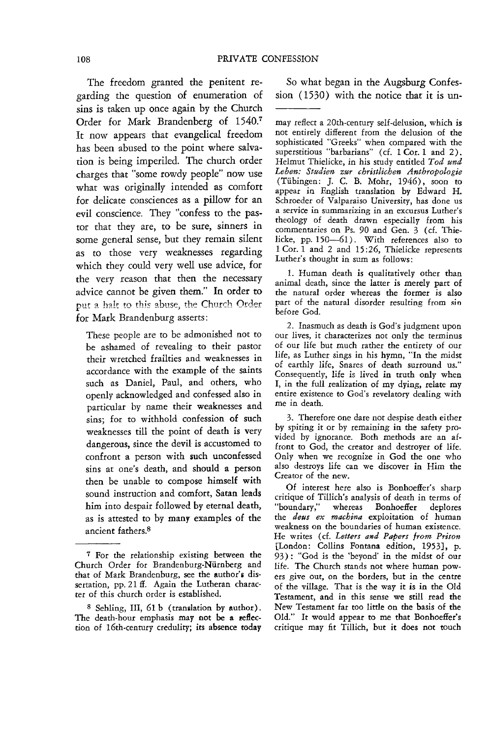The freedom granted the penitent regarding the question of enumeration of sins is taken up once again by the Church Order for Mark Brandenberg of 1540.[7] It now appears that evangelical freedom has been abused to the point where salvation is being imperiled. The church order charges that "some rowdy people" now use what was originally intended as comfort for delicate consciences as a pillow for an evil conscience. They "confess to the pastor that they are, to be sure, sinners in some general sense, but they remain silent as to those very weaknesses regarding which they could very well use advice, for the very reason that then the necessary advice cannot be given them." In order to put a halt to this abuse, the Church Order for Mark Brandenburg asserts:

> These people are to be admonished not to be ashamed of revealing to their pastor their wretched frailties and weaknesses in accordance with the example of the saints such as Daniel, Paul, and others, who openly acknowledged and confessed also in particular by name their weaknesses and sins; for to withhold confession of such weaknesses till the point of death is very dangerous, since the devil is accustomed to confront a person with such unconfessed sins at one's death, and should a person then be unable to compose himself with sound instruction and comfort, Satan leads him into despair followed by eternal death, as is attested to by many examples of the ancient fathers.[8]

So what began in the Augsburg Confession (1530) with the notice that it is un-

---

[7] For the relationship existing between the Church Order for Brandenburg-Nürnberg and that of Mark Brandenburg, see the author's dissertation, pp. 21 ff. Again the Lutheran character of this church order is established.

[8] Sehling, III, 61 b (translation by author). The death-hour emphasis may not be a reflection of 16th-century credulity; its absence today may reflect a 20th-century self-delusion, which is not entirely different from the delusion of the sophisticated "Greeks" when compared with the superstitious "barbarians" (cf. 1 Cor. 1 and 2). Helmut Thielicke, in his study entitled *Tod und Leben: Studien zur christlichen Anthropologie* (Tübingen: J. C. B. Mohr, 1946), soon to appear in English translation by Edward H. Schroeder of Valparaiso University, has done us a service in summarizing in an excursus Luther's theology of death drawn especially from his commentaries on Ps. 90 and Gen. 3 (cf. Thielicke, pp. 150—61). With references also to 1 Cor. 1 and 2 and 15:26, Thielicke represents Luther's thought in sum as follows:

1. Human death is qualitatively other than animal death, since the latter is merely part of the natural order whereas the former is also part of the natural disorder resulting from sin before God.

2. Inasmuch as death is God's judgment upon our lives, it characterizes not only the terminus of our life but much rather the entirety of our life, as Luther sings in his hymn, "In the midst of earthly life, Snares of death surround us." Consequently, life is lived in truth only when I, in the full realization of my dying, relate my entire existence to God's revelatory dealing with me in death.

3. Therefore one dare not despise death either by spiting it or by remaining in the safety provided by ignorance. Both methods are an affront to God, the creator and destroyer of life. Only when we recognize in God the one who also destroys life can we discover in Him the Creator of the new.

Of interest here also is Bonhoeffer's sharp critique of Tillich's analysis of death in terms of "boundary," whereas Bonhoeffer deplores the *deus ex machina* exploitation of human weakness on the boundaries of human existence. He writes (cf. *Letters and Papers from Prison* [London: Collins Fontana edition, 1953], p. 93): "God is the 'beyond' in the midst of our life. The Church stands not where human powers give out, on the borders, but in the centre of the village. That is the way it is in the Old Testament, and in this sense we still read the New Testament far too little on the basis of the Old." It would appear to me that Bonhoeffer's critique may fit Tillich, but it does not touch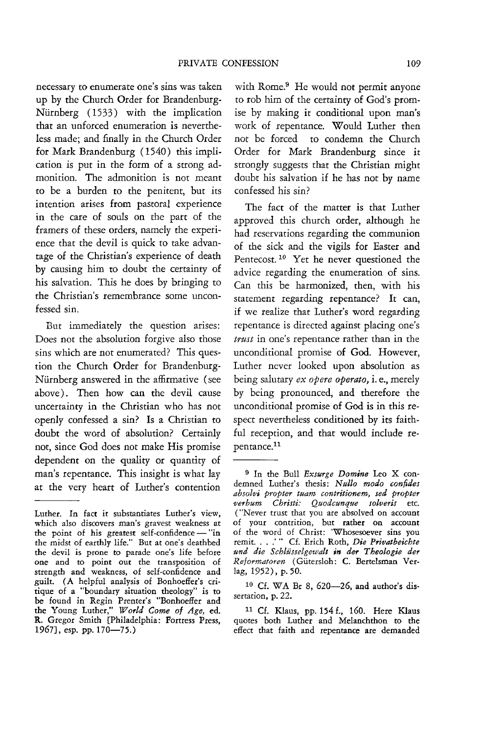necessary to enumerate one's sins was taken up by the Church Order for Brandenburg-Nürnberg (1533) with the implication that an unforced enumeration is nevertheless made; and finally in the Church Order for Mark Brandenburg (1540) this implication is put in the form of a strong admonition. The admonition is not meant to be a burden to the penitent, but its intention arises from pastoral experience in the care of souls on the part of the framers of these orders, namely the experience that the devil is quick to take advantage of the Christian's experience of death by causing him to doubt the certainty of his salvation. This he does by bringing to the Christian's remembrance some unconfessed sin.

But immediately the question arises: Does not the absolution forgive also those sins which are not enumerated? This question the Church Order for Brandenburg-Nürnberg answered in the affirmative (see above). Then how can the devil cause uncertainty in the Christian who has not openly confessed a sin? Is a Christian to doubt the word of absolution? Certainly not, since God does not make His promise dependent on the quality or quantity of man's repentance. This insight is what lay at the very heart of Luther's contention with Rome.[9] He would not permit anyone to rob him of the certainty of God's promise by making it conditional upon man's work of repentance. Would Luther then not be forced to condemn the Church Order for Mark Brandenburg since it strongly suggests that the Christian might doubt his salvation if he has not by name confessed his sin?

The fact of the matter is that Luther approved this church order, although he had reservations regarding the communion of the sick and the vigils for Easter and Pentecost.[10] Yet he never questioned the advice regarding the enumeration of sins. Can this be harmonized, then, with his statement regarding repentance? It can, if we realize that Luther's word regarding repentance is directed against placing one's *trust* in one's repentance rather than in the unconditional promise of God. However, Luther never looked upon absolution as being salutary *ex opere operato*, i. e., merely by being pronounced, and therefore the unconditional promise of God is in this respect nevertheless conditioned by its faithful reception, and that would include repentance.[11]

---

Luther. In fact it substantiates Luther's view, which also discovers man's gravest weakness at the point of his greatest self-confidence — "in the midst of earthly life." But at one's deathbed the devil is prone to parade one's life before one and to point out the transposition of strength and weakness, of self-confidence and guilt. (A helpful analysis of Bonhoeffer's critique of a "boundary situation theology" is to be found in Regin Prenter's "Bonhoeffer and the Young Luther," *World Come of Age*, ed. R. Gregor Smith [Philadelphia: Fortress Press, 1967], esp. pp. 170—75.)

[9] In the Bull *Exsurge Domine* Leo X condemned Luther's thesis: *Nullo modo confides absolvi propter tuam contritionem, sed propter verbum Christi: Quodcunque solveris* etc. ("Never trust that you are absolved on account of your contrition, but rather on account of the word of Christ: 'Whosesoever sins you remit. . . .'" Cf. Erich Roth, *Die Privatbeichte und die Schlüsselgewalt in der Theologie der Reformatoren* (Gütersloh: C. Bertelsman Verlag, 1952), p. 50.

[10] Cf. WA Br 8, 620—26, and author's dissertation, p. 22.

[11] Cf. Klaus, pp. 154 f., 160. Here Klaus quotes both Luther and Melanchthon to the effect that faith and repentance are demanded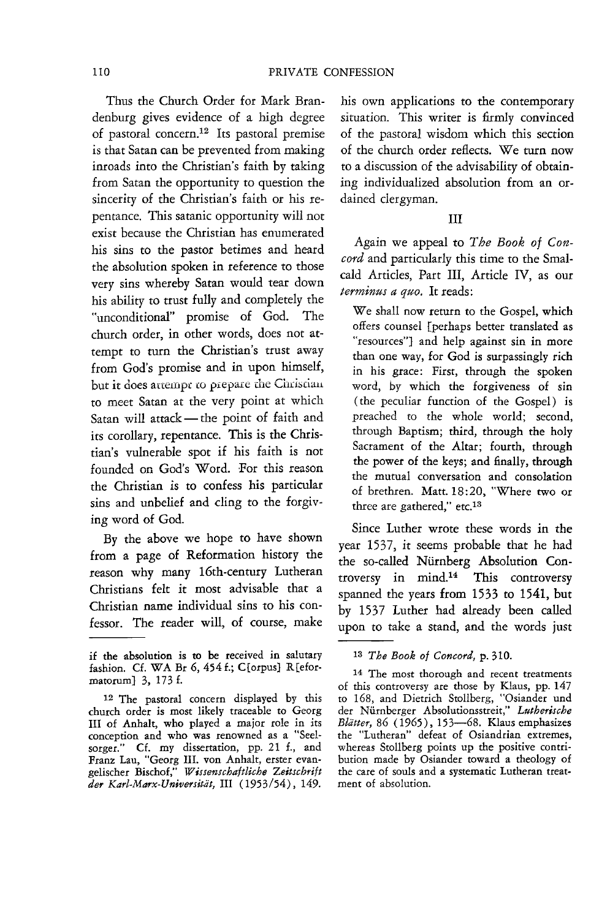Thus the Church Order for Mark Brandenburg gives evidence of a high degree of pastoral concern.[12] Its pastoral premise is that Satan can be prevented from making inroads into the Christian's faith by taking from Satan the opportunity to question the sincerity of the Christian's faith or his repentance. This satanic opportunity will not exist because the Christian has enumerated his sins to the pastor betimes and heard the absolution spoken in reference to those very sins whereby Satan would tear down his ability to trust fully and completely the "unconditional" promise of God. The church order, in other words, does not attempt to turn the Christian's trust away from God's promise and in upon himself, but it does attempt to prepare the Christian to meet Satan at the very point at which Satan will attack — the point of faith and its corollary, repentance. This is the Christian's vulnerable spot if his faith is not founded on God's Word. For this reason the Christian is to confess his particular sins and unbelief and cling to the forgiving word of God.

By the above we hope to have shown from a page of Reformation history the reason why many 16th-century Lutheran Christians felt it most advisable that a Christian name individual sins to his confessor. The reader will, of course, make his own applications to the contemporary situation. This writer is firmly convinced of the pastoral wisdom which this section of the church order reflects. We turn now to a discussion of the advisability of obtaining individualized absolution from an ordained clergyman.

## III

Again we appeal to *The Book of Concord* and particularly this time to the Smalcald Articles, Part III, Article IV, as our *terminus a quo*. It reads:

> We shall now return to the Gospel, which offers counsel [perhaps better translated as "resources"] and help against sin in more than one way, for God is surpassingly rich in his grace: First, through the spoken word, by which the forgiveness of sin (the peculiar function of the Gospel) is preached to the whole world; second, through Baptism; third, through the holy Sacrament of the Altar; fourth, through the power of the keys; and finally, through the mutual conversation and consolation of brethren. Matt. 18:20, "Where two or three are gathered," etc.[13]

Since Luther wrote these words in the year 1537, it seems probable that he had the so-called Nürnberg Absolution Controversy in mind.[14] This controversy spanned the years from 1533 to 1541, but by 1537 Luther had already been called upon to take a stand, and the words just

---

if the absolution is to be received in salutary fashion. Cf. WA Br 6, 454 f.; C[orpus] R[eformatorum] 3, 173 f.

[12] The pastoral concern displayed by this church order is most likely traceable to Georg III of Anhalt, who played a major role in its conception and who was renowned as a "Seelsorger." Cf. my dissertation, pp. 21 f., and Franz Lau, "Georg III. von Anhalt, erster evangelischer Bischof," *Wissenschaftliche Zeitschrift der Karl-Marx-Universität*, III (1953/54), 149.

[13] *The Book of Concord*, p. 310.

[14] The most thorough and recent treatments of this controversy are those by Klaus, pp. 147 to 168, and Dietrich Stollberg, "Osiander und der Nürnberger Absolutionsstreit," *Lutherische Blätter*, 86 (1965), 153—68. Klaus emphasizes the "Lutheran" defeat of Osiandrian extremes, whereas Stollberg points up the positive contribution made by Osiander toward a theology of the care of souls and a systematic Lutheran treatment of absolution.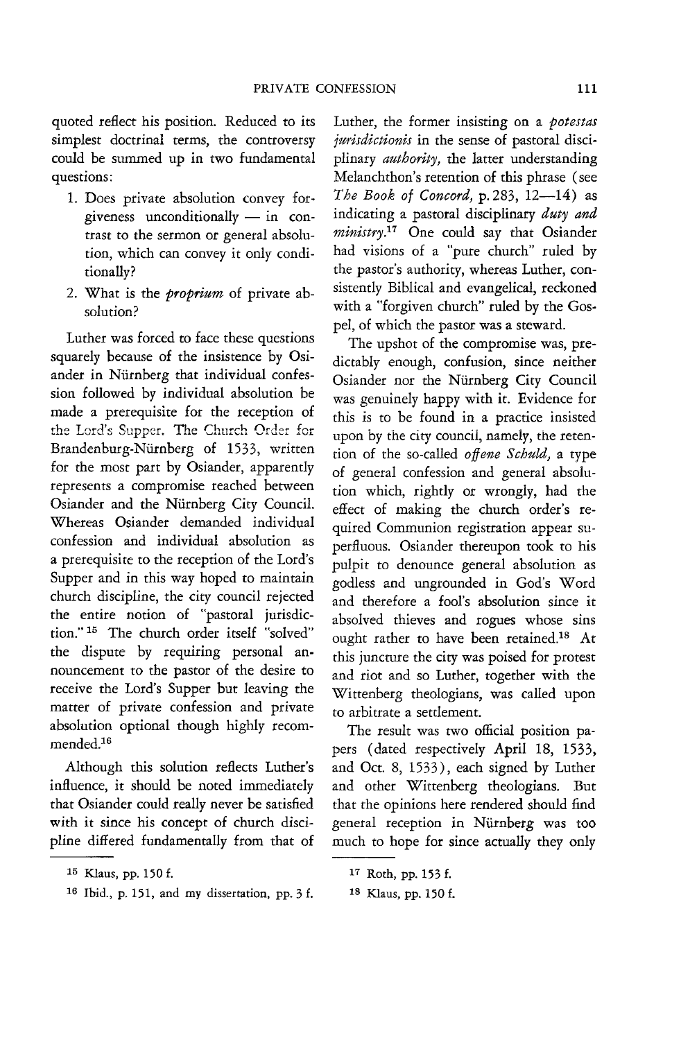quoted reflect his position. Reduced to its simplest doctrinal terms, the controversy could be summed up in two fundamental questions:

1. Does private absolution convey forgiveness unconditionally — in contrast to the sermon or general absolution, which can convey it only conditionally?
2. What is the *proprium* of private absolution?

Luther was forced to face these questions squarely because of the insistence by Osiander in Nürnberg that individual confession followed by individual absolution be made a prerequisite for the reception of the Lord's Supper. The Church Order for Brandenburg-Nürnberg of 1533, written for the most part by Osiander, apparently represents a compromise reached between Osiander and the Nürnberg City Council. Whereas Osiander demanded individual confession and individual absolution as a prerequisite to the reception of the Lord's Supper and in this way hoped to maintain church discipline, the city council rejected the entire notion of "pastoral jurisdiction."[15] The church order itself "solved" the dispute by requiring personal announcement to the pastor of the desire to receive the Lord's Supper but leaving the matter of private confession and private absolution optional though highly recommended.[16]

Although this solution reflects Luther's influence, it should be noted immediately that Osiander could really never be satisfied with it since his concept of church discipline differed fundamentally from that of Luther, the former insisting on a *potestas jurisdictionis* in the sense of pastoral disciplinary *authority,* the latter understanding Melanchthon's retention of this phrase (see *The Book of Concord,* p. 283, 12—14) as indicating a pastoral disciplinary *duty and ministry.*[17] One could say that Osiander had visions of a "pure church" ruled by the pastor's authority, whereas Luther, consistently Biblical and evangelical, reckoned with a "forgiven church" ruled by the Gospel, of which the pastor was a steward.

The upshot of the compromise was, predictably enough, confusion, since neither Osiander nor the Nürnberg City Council was genuinely happy with it. Evidence for this is to be found in a practice insisted upon by the city council, namely, the retention of the so-called *offene Schuld,* a type of general confession and general absolution which, rightly or wrongly, had the effect of making the church order's required Communion registration appear superfluous. Osiander thereupon took to his pulpit to denounce general absolution as godless and ungrounded in God's Word and therefore a fool's absolution since it absolved thieves and rogues whose sins ought rather to have been retained.[18] At this juncture the city was poised for protest and riot and so Luther, together with the Wittenberg theologians, was called upon to arbitrate a settlement.

The result was two official position papers (dated respectively April 18, 1533, and Oct. 8, 1533), each signed by Luther and other Wittenberg theologians. But that the opinions here rendered should find general reception in Nürnberg was too much to hope for since actually they only

---

[15] Klaus, pp. 150 f.

[16] Ibid., p. 151, and my dissertation, pp. 3 f.

[17] Roth, pp. 153 f.

[18] Klaus, pp. 150 f.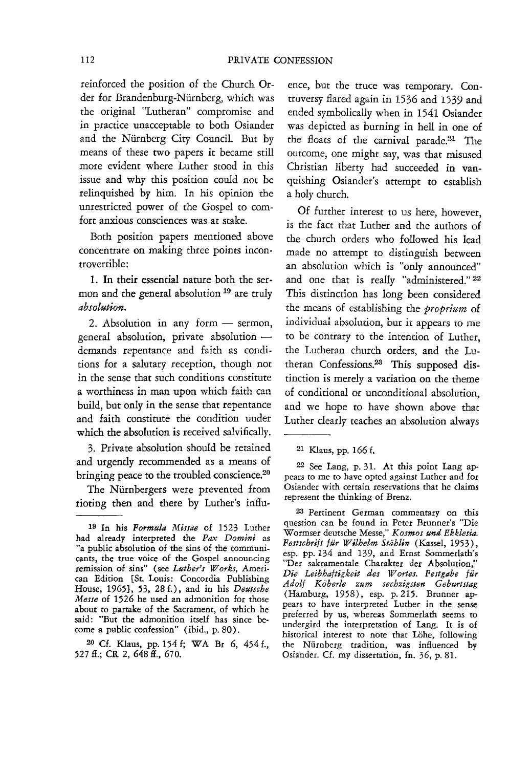reinforced the position of the Church Order for Brandenburg-Nürnberg, which was the original "Lutheran" compromise and in practice unacceptable to both Osiander and the Nürnberg City Council. But by means of these two papers it became still more evident where Luther stood in this issue and why this position could not be relinquished by him. In his opinion the unrestricted power of the Gospel to comfort anxious consciences was at stake.

Both position papers mentioned above concentrate on making three points incontrovertible:

1. In their essential nature both the sermon and the general absolution [19] are truly *absolution.*

2. Absolution in any form — sermon, general absolution, private absolution — demands repentance and faith as conditions for a salutary reception, though not in the sense that such conditions constitute a worthiness in man upon which faith can build, but only in the sense that repentance and faith constitute the condition under which the absolution is received salvifically.

3. Private absolution should be retained and urgently recommended as a means of bringing peace to the troubled conscience.[20]

The Nürnbergers were prevented from rioting then and there by Luther's influence, but the truce was temporary. Controversy flared again in 1536 and 1539 and ended symbolically when in 1541 Osiander was depicted as burning in hell in one of the floats of the carnival parade.[21] The outcome, one might say, was that misused Christian liberty had succeeded in vanquishing Osiander's attempt to establish a holy church.

Of further interest to us here, however, is the fact that Luther and the authors of the church orders who followed his lead made no attempt to distinguish between an absolution which is "only announced" and one that is really "administered."[22] This distinction has long been considered the means of establishing the *proprium* of individual absolution, but it appears to me to be contrary to the intention of Luther, the Lutheran church orders, and the Lutheran Confessions.[23] This supposed distinction is merely a variation on the theme of conditional or unconditional absolution, and we hope to have shown above that Luther clearly teaches an absolution always

---

[19] In his *Formula Missae* of 1523 Luther had already interpreted the *Pax Domini* as "a public absolution of the sins of the communicants, the true voice of the Gospel announcing remission of sins" (see *Luther's Works,* American Edition [St. Louis: Concordia Publishing House, 1965], 53, 28 f.), and in his *Deutsche Messe* of 1526 he used an admonition for those about to partake of the Sacrament, of which he said: "But the admonition itself has since become a public confession" (ibid., p. 80).

[20] Cf. Klaus, pp. 154 f; WA Br 6, 454 f., 527 ff.; CR 2, 648 ff., 670.

[21] Klaus, pp. 166 f.

[22] See Lang, p. 31. At this point Lang appears to me to have opted against Luther and for Osiander with certain reservations that he claims represent the thinking of Brenz.

[23] Pertinent German commentary on this question can be found in Peter Brunner's "Die Wormser deutsche Messe," *Kosmos und Ekklesia. Festschrift für Wilhelm Stählin* (Kassel, 1953), esp. pp. 134 and 139, and Ernst Sommerlath's "Der sakramentale Charakter der Absolution," *Die Leibhaftigkeit des Wortes. Festgabe für Adolf Köberle zum sechzigsten Geburtstag* (Hamburg, 1958), esp. p. 215. Brunner appears to have interpreted Luther in the sense preferred by us, whereas Sommerlath seems to undergird the interpretation of Lang. It is of historical interest to note that Löhe, following the Nürnberg tradition, was influenced by Osiander. Cf. my dissertation, fn. 36, p. 81.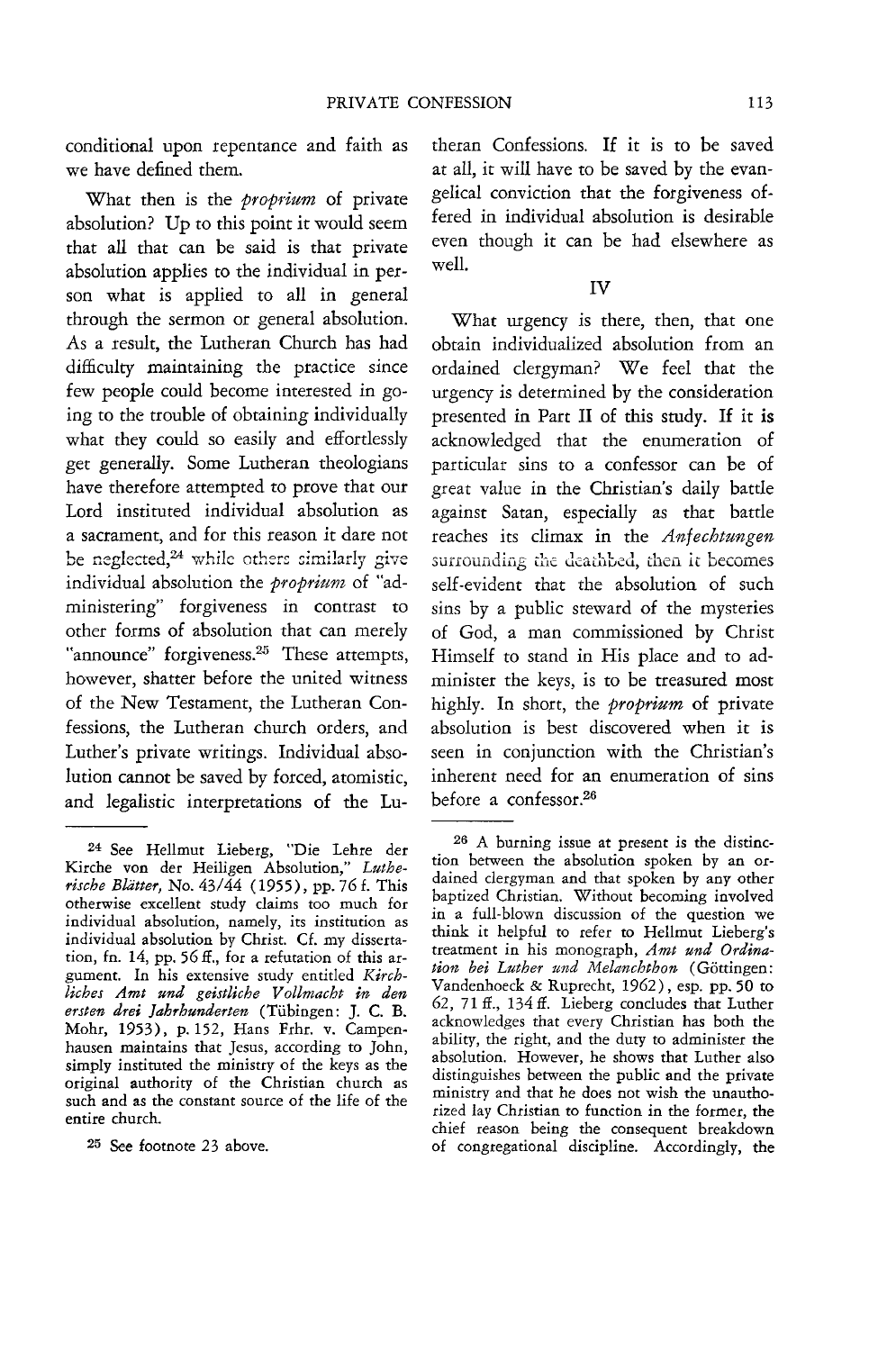conditional upon repentance and faith as we have defined them.

What then is the *proprium* of private absolution? Up to this point it would seem that all that can be said is that private absolution applies to the individual in person what is applied to all in general through the sermon or general absolution. As a result, the Lutheran Church has had difficulty maintaining the practice since few people could become interested in going to the trouble of obtaining individually what they could so easily and effortlessly get generally. Some Lutheran theologians have therefore attempted to prove that our Lord instituted individual absolution as a sacrament, and for this reason it dare not be neglected,[24] while others similarly give individual absolution the *proprium* of "administering" forgiveness in contrast to other forms of absolution that can merely "announce" forgiveness.[25] These attempts, however, shatter before the united witness of the New Testament, the Lutheran Confessions, the Lutheran church orders, and Luther's private writings. Individual absolution cannot be saved by forced, atomistic, and legalistic interpretations of the Lutheran Confessions. If it is to be saved at all, it will have to be saved by the evangelical conviction that the forgiveness offered in individual absolution is desirable even though it can be had elsewhere as well.

## IV

What urgency is there, then, that one obtain individualized absolution from an ordained clergyman? We feel that the urgency is determined by the consideration presented in Part II of this study. If it is acknowledged that the enumeration of particular sins to a confessor can be of great value in the Christian's daily battle against Satan, especially as that battle reaches its climax in the *Anfechtungen* surrounding the deathbed, then it becomes self-evident that the absolution of such sins by a public steward of the mysteries of God, a man commissioned by Christ Himself to stand in His place and to administer the keys, is to be treasured most highly. In short, the *proprium* of private absolution is best discovered when it is seen in conjunction with the Christian's inherent need for an enumeration of sins before a confessor.[26]

---

[24] See Hellmut Lieberg, "Die Lehre der Kirche von der Heiligen Absolution," *Lutherische Blätter*, No. 43/44 (1955), pp. 76 f. This otherwise excellent study claims too much for individual absolution, namely, its institution as individual absolution by Christ. Cf. my dissertation, fn. 14, pp. 56 ff., for a refutation of this argument. In his extensive study entitled *Kirchliches Amt und geistliche Vollmacht in den ersten drei Jahrhunderten* (Tübingen: J. C. B. Mohr, 1953), p. 152, Hans Frhr. v. Campenhausen maintains that Jesus, according to John, simply instituted the ministry of the keys as the original authority of the Christian church as such and as the constant source of the life of the entire church.

[25] See footnote 23 above.

[26] A burning issue at present is the distinction between the absolution spoken by an ordained clergyman and that spoken by any other baptized Christian. Without becoming involved in a full-blown discussion of the question we think it helpful to refer to Hellmut Lieberg's treatment in his monograph, *Amt und Ordination bei Luther und Melanchthon* (Göttingen: Vandenhoeck & Ruprecht, 1962), esp. pp. 50 to 62, 71 ff., 134 ff. Lieberg concludes that Luther acknowledges that every Christian has both the ability, the right, and the duty to administer the absolution. However, he shows that Luther also distinguishes between the public and the private ministry and that he does not wish the unauthorized lay Christian to function in the former, the chief reason being the consequent breakdown of congregational discipline. Accordingly, the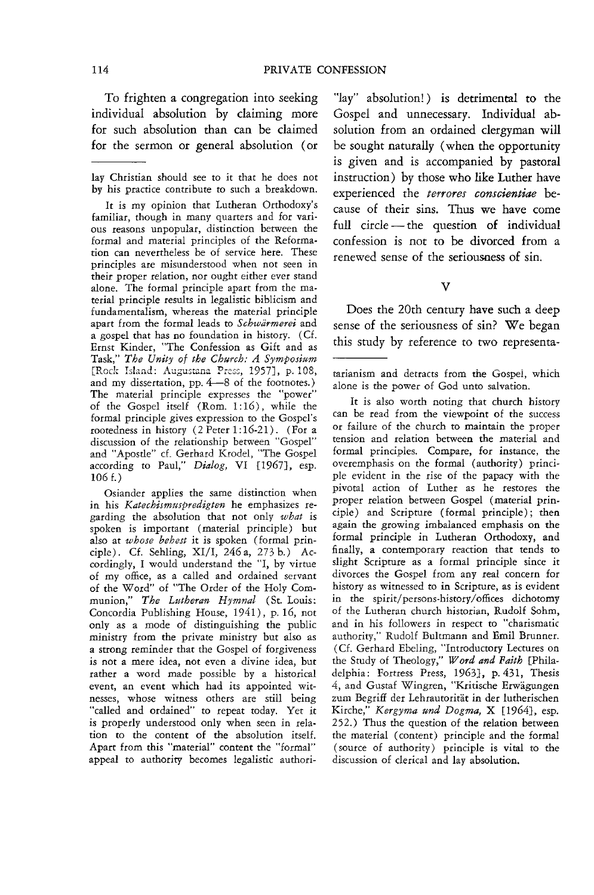To frighten a congregation into seeking individual absolution by claiming more for such absolution than can be claimed for the sermon or general absolution (or "lay" absolution!) is detrimental to the Gospel and unnecessary. Individual absolution from an ordained clergyman will be sought naturally (when the opportunity is given and is accompanied by pastoral instruction) by those who like Luther have experienced the *terrores conscientiae* because of their sins. Thus we have come full circle — the question of individual confession is not to be divorced from a renewed sense of the seriousness of sin.

## V

Does the 20th century have such a deep sense of the seriousness of sin? We began this study by reference to two representa-

---

lay Christian should see to it that he does not by his practice contribute to such a breakdown.

It is my opinion that Lutheran Orthodoxy's familiar, though in many quarters and for various reasons unpopular, distinction between the formal and material principles of the Reformation can nevertheless be of service here. These principles are misunderstood when not seen in their proper relation, nor ought either ever stand alone. The formal principle apart from the material principle results in legalistic biblicism and fundamentalism, whereas the material principle apart from the formal leads to *Schwärmerei* and a gospel that has no foundation in history. (Cf. Ernst Kinder, "The Confession as Gift and as Task," *The Unity of the Church: A Symposium* [Rock Island: Augustana Press, 1957], p. 108, and my dissertation, pp. 4—8 of the footnotes.) The material principle expresses the "power" of the Gospel itself (Rom. 1:16), while the formal principle gives expression to the Gospel's rootedness in history (2 Peter 1:16-21). (For a discussion of the relationship between "Gospel" and "Apostle" cf. Gerhard Krodel, "The Gospel according to Paul," *Dialog*, VI [1967], esp. 106 f.)

Osiander applies the same distinction when in his *Katechismuspredigten* he emphasizes regarding the absolution that not only *what* is spoken is important (material principle) but also at *whose behest* it is spoken (formal principle). Cf. Sehling, XI/I, 246 a, 273 b.) Accordingly, I would understand the "I, by virtue of my office, as a called and ordained servant of the Word" of "The Order of the Holy Communion," *The Lutheran Hymnal* (St. Louis: Concordia Publishing House, 1941), p. 16, not only as a mode of distinguishing the public ministry from the private ministry but also as a strong reminder that the Gospel of forgiveness is not a mere idea, not even a divine idea, but rather a word made possible by a historical event, an event which had its appointed witnesses, whose witness others are still being "called and ordained" to repeat today. Yet it is properly understood only when seen in relation to the content of the absolution itself. Apart from this "material" content the "formal" appeal to authority becomes legalistic authoritarianism and detracts from the Gospel, which alone is the power of God unto salvation.

It is also worth noting that church history can be read from the viewpoint of the success or failure of the church to maintain the proper tension and relation between the material and formal principles. Compare, for instance, the overemphasis on the formal (authority) principle evident in the rise of the papacy with the pivotal action of Luther as he restores the proper relation between Gospel (material principle) and Scripture (formal principle); then again the growing imbalanced emphasis on the formal principle in Lutheran Orthodoxy, and finally, a contemporary reaction that tends to slight Scripture as a formal principle since it divorces the Gospel from any real concern for history as witnessed to in Scripture, as is evident in the spirit/persons-history/offices dichotomy of the Lutheran church historian, Rudolf Sohm, and in his followers in respect to "charismatic authority," Rudolf Bultmann and Emil Brunner. (Cf. Gerhard Ebeling, "Introductory Lectures on the Study of Theology," *Word and Faith* [Philadelphia: Fortress Press, 1963], p. 431, Thesis 4, and Gustaf Wingren, "Kritische Erwägungen zum Begriff der Lehrautorität in der lutherischen Kirche," *Kergyma und Dogma*, X [1964], esp. 252.) Thus the question of the relation between the material (content) principle and the formal (source of authority) principle is vital to the discussion of clerical and lay absolution.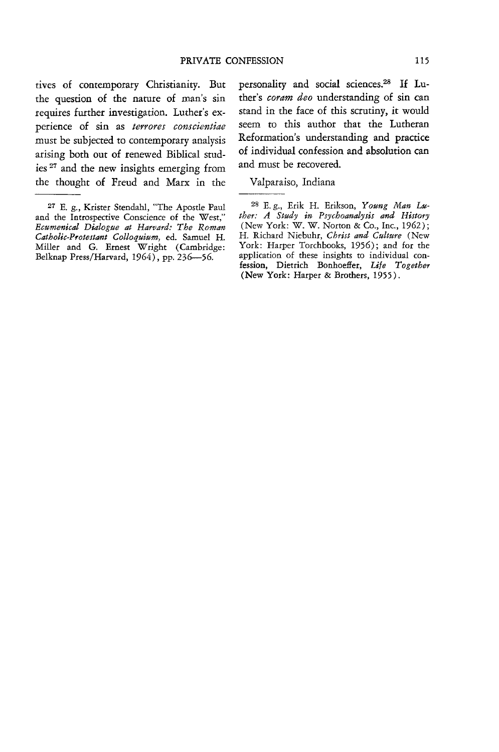tives of contemporary Christianity. But the question of the nature of man's sin requires further investigation. Luther's experience of sin as *terrores conscientiae* must be subjected to contemporary analysis arising both out of renewed Biblical studies [27] and the new insights emerging from the thought of Freud and Marx in the personality and social sciences.[28] If Luther's *coram deo* understanding of sin can stand in the face of this scrutiny, it would seem to this author that the Lutheran Reformation's understanding and practice of individual confession and absolution can and must be recovered.

Valparaiso, Indiana

---

[27] E. g., Krister Stendahl, "The Apostle Paul and the Introspective Conscience of the West," *Ecumenical Dialogue at Harvard: The Roman Catholic-Protestant Colloquium*, ed. Samuel H. Miller and G. Ernest Wright (Cambridge: Belknap Press/Harvard, 1964), pp. 236—56.

[28] E. g., Erik H. Erikson, *Young Man Luther: A Study in Psychoanalysis and History* (New York: W. W. Norton & Co., Inc., 1962); H. Richard Niebuhr, *Christ and Culture* (New York: Harper Torchbooks, 1956); and for the application of these insights to individual confession, Dietrich Bonhoeffer, *Life Together* (New York: Harper & Brothers, 1955).